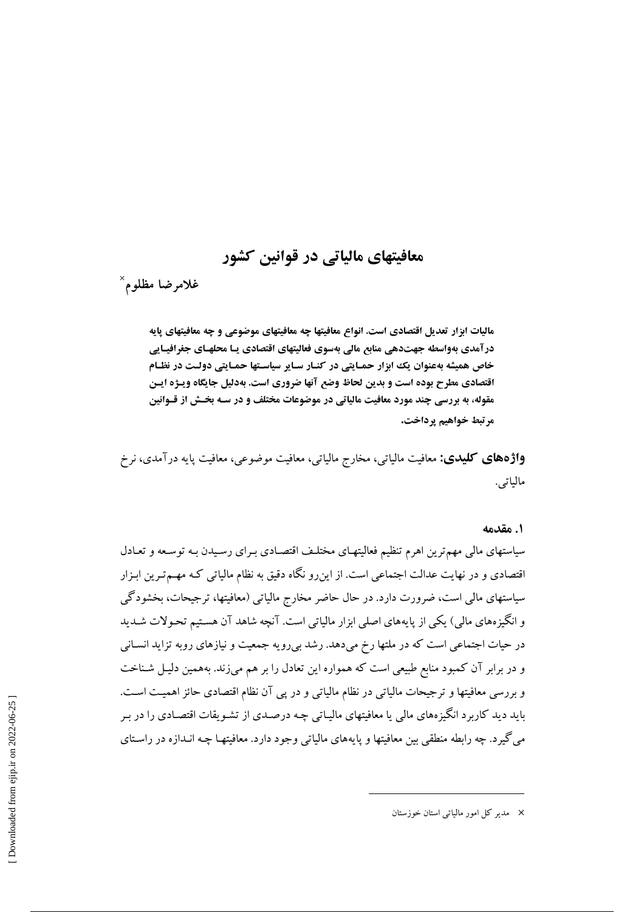# معافیتهای مالیاتی در قوانین کشور

غلامرضا مظلوم[×]

**مالیات ابزار تعدیل اقتصادی است. انواع معافیتها چه معافیتهای موضوعی و چه معافیتهای پایه درآمدی به‌واسطه جهت‌دهی منابع مالی به‌سوی فعالیتهای اقتصادی یا محلهای جغرافیایی خاص همیشه به‌عنوان یک ابزار حمایتی در کنار سایر سیاستها حمایتی دولت در نظام اقتصادی مطرح بوده است و بدین لحاظ وضع آنها ضروری است. به‌دلیل جایگاه ویژه این مقوله، به بررسی چند مورد معافیت مالیاتی در موضوعات مختلف و در سه بخش از قوانین مرتبط خواهیم پرداخت.**

**واژه‌های کلیدی:** معافیت مالیاتی، مخارج مالیاتی، معافیت موضوعی، معافیت پایه درآمدی، نرخ مالیاتی.

## ۱. مقدمه

سیاستهای مالی مهم‌ترین اهرم تنظیم فعالیتهای مختلف اقتصادی برای رسیدن به توسعه و تعادل اقتصادی و در نهایت عدالت اجتماعی است. از این‌رو نگاه دقیق به نظام مالیاتی که مهم‌ترین ابزار سیاستهای مالی است، ضرورت دارد. در حال حاضر مخارج مالیاتی (معافیتها، ترجیحات، بخشودگی و انگیزه‌های مالی) یکی از پایه‌های اصلی ابزار مالیاتی است. آنچه شاهد آن هستیم تحولات شدید در حیات اجتماعی است که در ملتها رخ می‌دهد. رشد بی‌رویه جمعیت و نیازهای روبه تزاید انسانی و در برابر آن کمبود منابع طبیعی است که همواره این تعادل را بر هم می‌زند. به‌همین دلیل شناخت و بررسی معافیتها و ترجیحات مالیاتی در نظام مالیاتی و در پی آن نظام اقتصادی حائز اهمیت است. باید دید کاربرد انگیزه‌های مالی یا معافیتهای مالیاتی چه درصدی از تشویقات اقتصادی را در بر می‌گیرد. چه رابطه منطقی بین معافیتها و پایه‌های مالیاتی وجود دارد. معافیتها چه اندازه در راستای

---

× مدیر کل امور مالیاتی استان خوزستان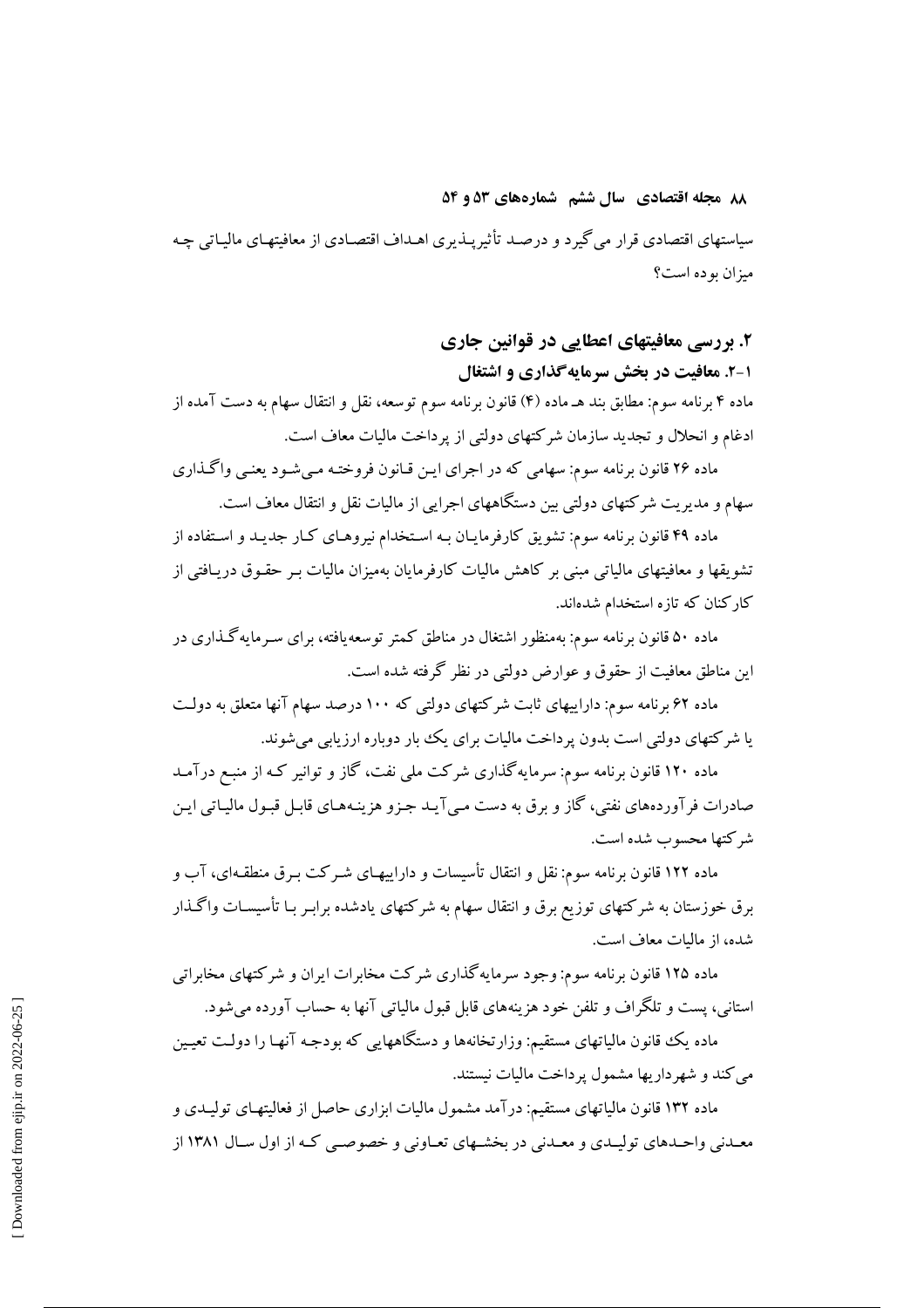سیاستهای اقتصادی قرار می‌گیرد و درصـد تأثیرپـذیری اهـداف اقتصـادی از معافیتهـای مالیـاتی چـه میزان بوده است؟

## ۲. بررسی معافیتهای اعطایی در قوانین جاری

### ۲-۱. معافیت در بخش سرمایه‌گذاری و اشتغال

ماده ۴ برنامه سوم: مطابق بند هـ ماده (۴) قانون برنامه سوم توسعه، نقل و انتقال سهام به دست آمده از ادغام و انحلال و تجدید سازمان شرکتهای دولتی از پرداخت مالیات معاف است.

ماده ۲۶ قانون برنامه سوم: سهامی که در اجرای ایـن قـانون فروختـه مـی‌شـود یعنـی واگـذاری سهام و مدیریت شرکتهای دولتی بین دستگاههای اجرایی از مالیات نقل و انتقال معاف است.

ماده ۴۹ قانون برنامه سوم: تشویق کارفرمایـان بـه اسـتخدام نیروهـای کـار جدیـد و اسـتفاده از تشویقها و معافیتهای مالیاتی مبنی بر کاهش مالیات کارفرمایان به‌میزان مالیات بـر حقـوق دریـافتی از کارکنان که تازه استخدام شده‌اند.

ماده ۵۰ قانون برنامه سوم: به‌منظور اشتغال در مناطق کمتر توسعه‌یافته، برای سـرمایه‌گـذاری در این مناطق معافیت از حقوق و عوارض دولتی در نظر گرفته شده است.

ماده ۶۲ برنامه سوم: داراییهای ثابت شرکتهای دولتی که ۱۰۰ درصد سهام آنها متعلق به دولـت یا شرکتهای دولتی است بدون پرداخت مالیات برای یک بار دوباره ارزیابی می‌شوند.

ماده ۱۲۰ قانون برنامه سوم: سرمایه‌گذاری شرکت ملی نفت، گاز و توانیر کـه از منبـع درآمـد صادرات فرآورده‌های نفتی، گاز و برق به دست مـی‌آیـد جـزو هزینـه‌هـای قابـل قبـول مالیـاتی ایـن شرکتها محسوب شده است.

ماده ۱۲۲ قانون برنامه سوم: نقل و انتقال تأسیسات و داراییهـای شـرکت بـرق منطقـه‌ای، آب و برق خوزستان به شرکتهای توزیع برق و انتقال سهام به شرکتهای یادشده برابـر بـا تأسیسـات واگـذار شده، از مالیات معاف است.

ماده ۱۲۵ قانون برنامه سوم: وجود سرمایه‌گذاری شرکت مخابرات ایران و شرکتهای مخابراتی استانی، پست و تلگراف و تلفن خود هزینه‌های قابل قبول مالیاتی آنها به حساب آورده می‌شود.

ماده یک قانون مالیاتهای مستقیم: وزارتخانه‌ها و دستگاههایی که بودجـه آنهـا را دولـت تعیـین می‌کند و شهرداریها مشمول پرداخت مالیات نیستند.

ماده ۱۳۲ قانون مالیاتهای مستقیم: درآمد مشمول مالیات ابزاری حاصل از فعالیتهـای تولیـدی و معـدنی واحـدهای تولیـدی و معـدنی در بخشـهای تعـاونی و خصوصـی کـه از اول سـال ۱۳۸۱ از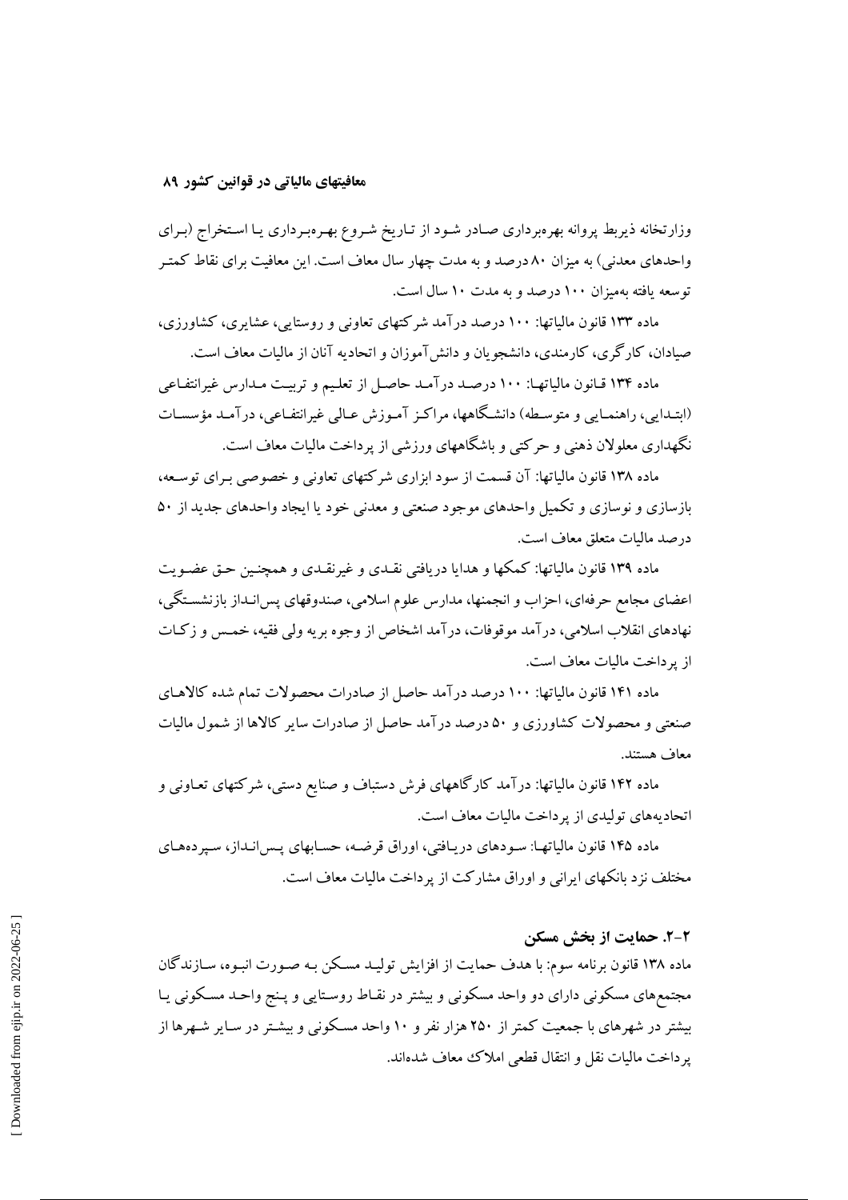وزارتخانه ذیربط پروانه بهره‌برداری صادر شود از تاریخ شروع بهره‌برداری یا استخراج (برای واحدهای معدنی) به میزان ۸۰ درصد و به مدت چهار سال معاف است. این معافیت برای نقاط کمتر توسعه یافته به‌میزان ۱۰۰ درصد و به مدت ۱۰ سال است.

ماده ۱۳۳ قانون مالیاتها: ۱۰۰ درصد درآمد شرکتهای تعاونی و روستایی، عشایری، کشاورزی، صیادان، کارگری، کارمندی، دانشجویان و دانش‌آموزان و اتحادیه آنان از مالیات معاف است.

ماده ۱۳۴ قانون مالیاتها: ۱۰۰ درصد درآمد حاصل از تعلیم و تربیت مدارس غیرانتفاعی (ابتدایی، راهنمایی و متوسطه) دانشگاهها، مراکز آموزش عالی غیرانتفاعی، درآمد مؤسسات نگهداری معلولان ذهنی و حرکتی و باشگاههای ورزشی از پرداخت مالیات معاف است.

ماده ۱۳۸ قانون مالیاتها: آن قسمت از سود ابزاری شرکتهای تعاونی و خصوصی برای توسعه، بازسازی و نوسازی و تکمیل واحدهای موجود صنعتی و معدنی خود یا ایجاد واحدهای جدید از ۵۰ درصد مالیات متعلق معاف است.

ماده ۱۳۹ قانون مالیاتها: کمکها و هدایا دریافتی نقدی و غیرنقدی و همچنین حق عضویت اعضای مجامع حرفه‌ای، احزاب و انجمنها، مدارس علوم اسلامی، صندوقهای پس‌انداز بازنشستگی، نهادهای انقلاب اسلامی، درآمد موقوفات، درآمد اشخاص از وجوه بریه ولی فقیه، خمس و زکات از پرداخت مالیات معاف است.

ماده ۱۴۱ قانون مالیاتها: ۱۰۰ درصد درآمد حاصل از صادرات محصولات تمام شده کالاهای صنعتی و محصولات کشاورزی و ۵۰ درصد درآمد حاصل از صادرات سایر کالاها از شمول مالیات معاف هستند.

ماده ۱۴۲ قانون مالیاتها: درآمد کارگاههای فرش دستباف و صنایع دستی، شرکتهای تعاونی و اتحادیه‌های تولیدی از پرداخت مالیات معاف است.

ماده ۱۴۵ قانون مالیاتها: سودهای دریافتی، اوراق قرضه، حسابهای پس‌انداز، سپرده‌های مختلف نزد بانکهای ایرانی و اوراق مشارکت از پرداخت مالیات معاف است.

### ۲-۲. حمایت از بخش مسکن

ماده ۱۳۸ قانون برنامه سوم: با هدف حمایت از افزایش تولید مسکن به صورت انبوه، سازندگان مجتمع‌های مسکونی دارای دو واحد مسکونی و بیشتر در نقاط روستایی و پنج واحد مسکونی یا بیشتر در شهرهای با جمعیت کمتر از ۲۵۰ هزار نفر و ۱۰ واحد مسکونی و بیشتر در سایر شهرها از پرداخت مالیات نقل و انتقال قطعی املاک معاف شده‌اند.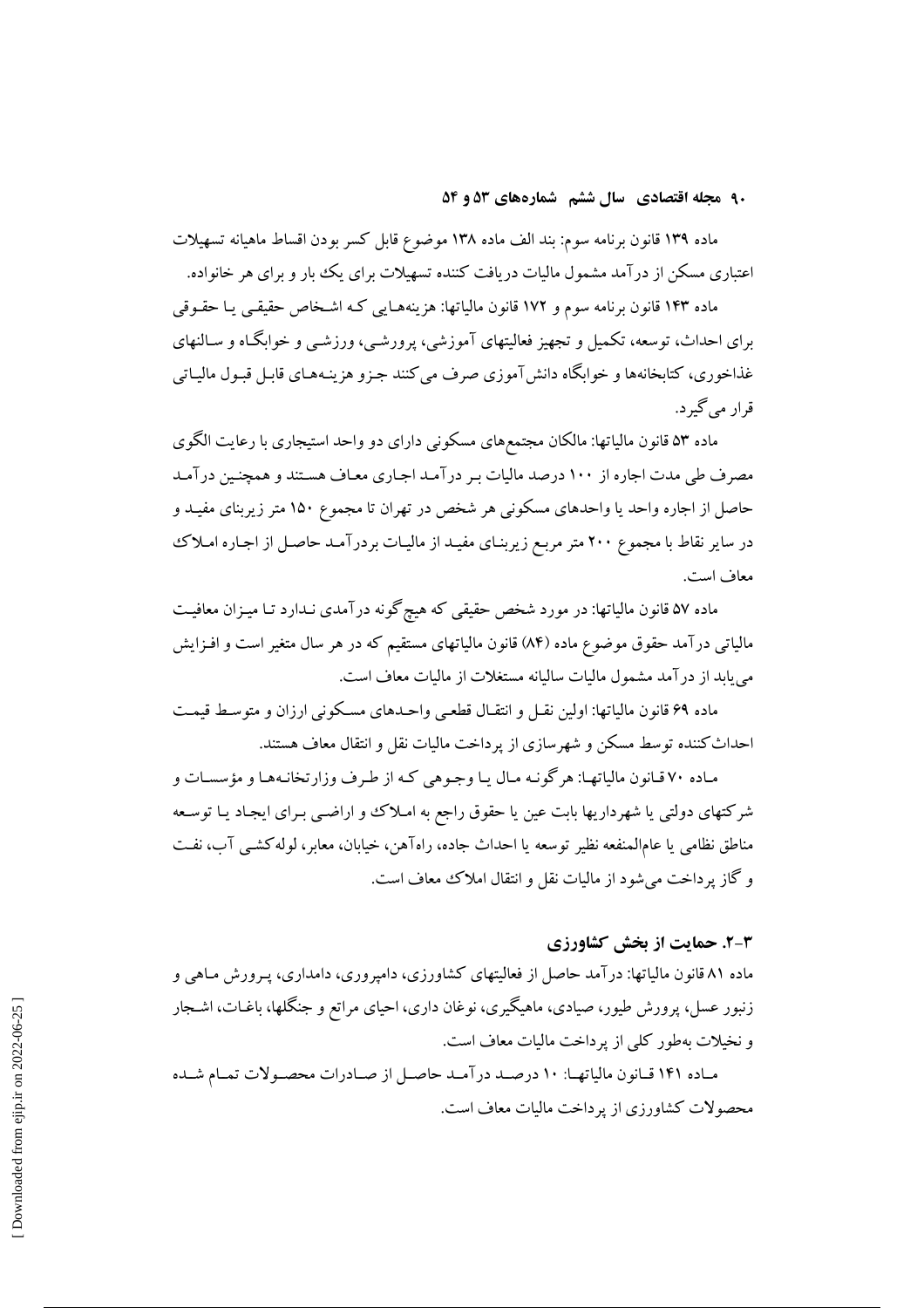ماده ۱۳۹ قانون برنامه سوم: بند الف ماده ۱۳۸ موضوع قابل کسر بودن اقساط ماهیانه تسهیلات اعتباری مسکن از درآمد مشمول مالیات دریافت کننده تسهیلات برای یک بار و برای هر خانواده.

ماده ۱۴۳ قانون برنامه سوم و ۱۷۲ قانون مالیاتها: هزینه‌هایی که اشخاص حقیقی یا حقوقی برای احداث، توسعه، تکمیل و تجهیز فعالیتهای آموزشی، پرورشی، ورزشی و خوابگاه و سالنهای غذاخوری، کتابخانه‌ها و خوابگاه دانش‌آموزی صرف می‌کنند جزو هزینه‌های قابل قبول مالیاتی قرار می‌گیرد.

ماده ۵۳ قانون مالیاتها: مالکان مجتمع‌های مسکونی دارای دو واحد استیجاری با رعایت الگوی مصرف طی مدت اجاره از ۱۰۰ درصد مالیات بر درآمد اجاری معاف هستند و همچنین درآمد حاصل از اجاره واحد یا واحدهای مسکونی هر شخص در تهران تا مجموع ۱۵۰ متر زیربنای مفید و در سایر نقاط با مجموع ۲۰۰ متر مربع زیربنای مفید از مالیات بردرآمد حاصل از اجاره املاک معاف است.

ماده ۵۷ قانون مالیاتها: در مورد شخص حقیقی که هیچ‌گونه درآمدی ندارد تا میزان معافیت مالیاتی درآمد حقوق موضوع ماده (۸۴) قانون مالیاتهای مستقیم که در هر سال متغیر است و افزایش می‌یابد از درآمد مشمول مالیات سالیانه مستغلات از مالیات معاف است.

ماده ۶۹ قانون مالیاتها: اولین نقل و انتقال قطعی واحدهای مسکونی ارزان و متوسط قیمت احداث‌کننده توسط مسکن و شهرسازی از پرداخت مالیات نقل و انتقال معاف هستند.

ماده ۷۰ قانون مالیاتها: هرگونه مال یا وجوهی که از طرف وزارتخانه‌ها و مؤسسات و شرکتهای دولتی یا شهرداریها بابت عین یا حقوق راجع به املاک و اراضی برای ایجاد یا توسعه مناطق نظامی یا عام‌المنفعه نظیر توسعه یا احداث جاده، راه‌آهن، خیابان، معابر، لوله‌کشی آب، نفت و گاز پرداخت می‌شود از مالیات نقل و انتقال املاک معاف است.

## ۳-۲. حمایت از بخش کشاورزی

ماده ۸۱ قانون مالیاتها: درآمد حاصل از فعالیتهای کشاورزی، دامپروری، دامداری، پرورش ماهی و زنبور عسل، پرورش طیور، صیادی، ماهیگیری، نوغان داری، احیای مراتع و جنگلها، باغات، اشجار و نخیلات به‌طور کلی از پرداخت مالیات معاف است.

ماده ۱۴۱ قانون مالیاتها: ۱۰ درصد درآمد حاصل از صادرات محصولات تمام شده محصولات کشاورزی از پرداخت مالیات معاف است.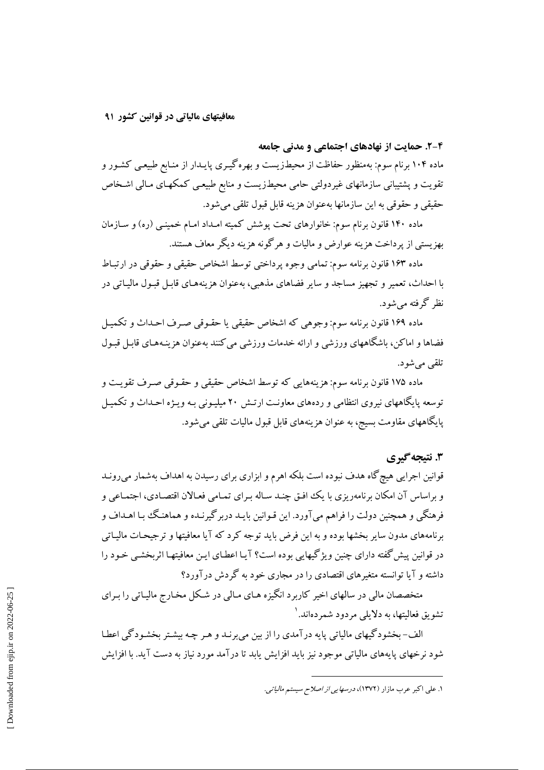### ۴-۲. حمایت از نهادهای اجتماعی و مدنی جامعه

ماده ۱۰۴ برنام سوم: به‌منظور حفاظت از محیط‌زیست و بهره‌گیری پایدار از منابع طبیعی کشور و تقویت و پشتیبانی سازمانهای غیردولتی حامی محیط‌زیست و منابع طبیعی کمکهای مالی اشخاص حقیقی و حقوقی به این سازمانها به‌عنوان هزینه قابل قبول تلقی می‌شود.

ماده ۱۴۰ قانون برنام سوم: خانوارهای تحت پوشش کمیته امداد امام خمینی (ره) و سازمان بهزیستی از پرداخت هزینه عوارض و مالیات و هرگونه هزینه دیگر معاف هستند.

ماده ۱۶۳ قانون برنامه سوم: تمامی وجوه پرداختی توسط اشخاص حقیقی و حقوقی در ارتباط با احداث، تعمیر و تجهیز مساجد و سایر فضاهای مذهبی، به‌عنوان هزینه‌های قابل قبول مالیاتی در نظر گرفته می‌شود.

ماده ۱۶۹ قانون برنامه سوم: وجوهی که اشخاص حقیقی یا حقوقی صرف احداث و تکمیل فضاها و اماکن، باشگاههای ورزشی و ارائه خدمات ورزشی می‌کنند به‌عنوان هزینه‌های قابل قبول تلقی می‌شود.

ماده ۱۷۵ قانون برنامه سوم: هزینه‌هایی که توسط اشخاص حقیقی و حقوقی صرف تقویت و توسعه پایگاههای نیروی انتظامی و رده‌های معاونت ارتش ۲۰ میلیونی به ویژه احداث و تکمیل پایگاههای مقاومت بسیج، به عنوان هزینه‌های قابل قبول مالیات تلقی می‌شود.

## ۳. نتیجه‌گیری

قوانین اجرایی هیچ‌گاه هدف نبوده است بلکه اهرم و ابزاری برای رسیدن به اهداف به‌شمار می‌روند و براساس آن امکان برنامه‌ریزی با یک افق چند ساله برای تمامی فعالان اقتصادی، اجتماعی و فرهنگی و همچنین دولت را فراهم می‌آورد. این قوانین باید دربرگیرنده و هماهنگ با اهداف و برنامه‌های مدون سایر بخشها بوده و به این فرض باید توجه کرد که آیا معافیتها و ترجیحات مالیاتی در قوانین پیش‌گفته دارای چنین ویژگیهایی بوده است؟ آیا اعطای این معافیتها اثربخشی خود را داشته و آیا توانسته متغیرهای اقتصادی را در مجاری خود به گردش درآورد؟

متخصصان مالی در سالهای اخیر کاربرد انگیزه های مالی در شکل مخارج مالیاتی را برای تشویق فعالیتها، به دلایلی مردود شمرده‌اند.[۱]

الف- بخشودگیهای مالیاتی پایه درآمدی را از بین می‌برند و هر چه بیشتر بخشودگی اعطا شود نرخهای پایه‌های مالیاتی موجود نیز باید افزایش یابد تا درآمد مورد نیاز به دست آید. با افزایش

---

۱. علی اکبر عرب مازار (۱۳۷۲)، *درسهایی از اصلاح سیستم مالیاتی*.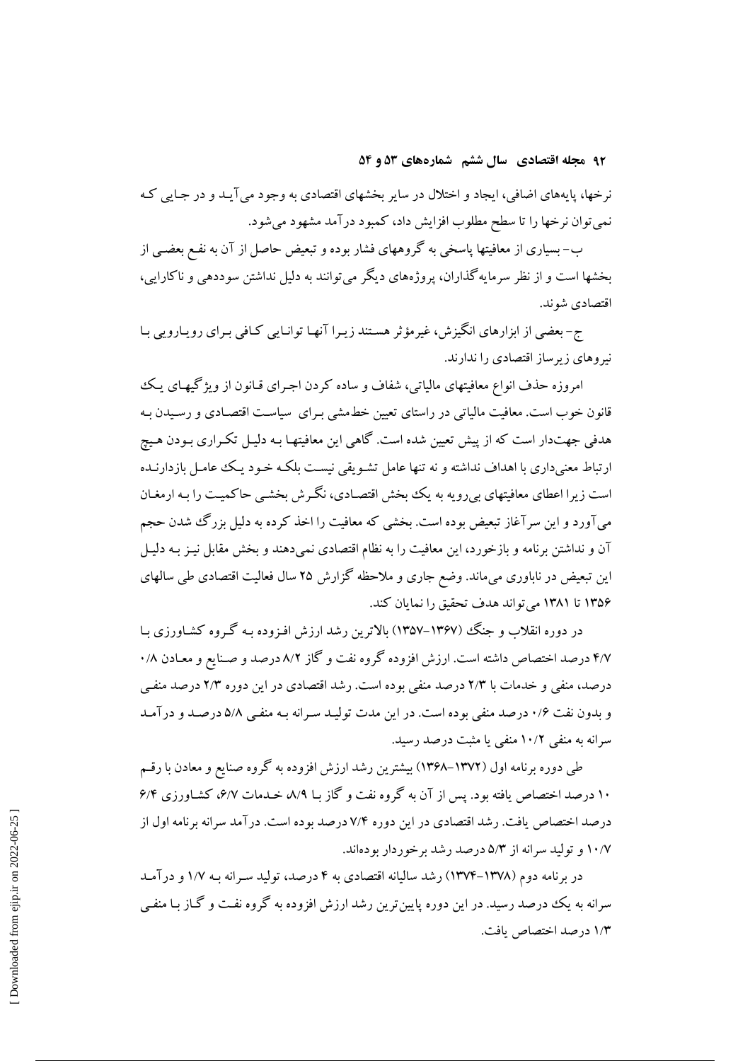نرخها، پایه‌های اضافی، ایجاد و اختلال در سایر بخشهای اقتصادی به وجود می‌آید و در جایی که نمی‌توان نرخها را تا سطح مطلوب افزایش داد، کمبود درآمد مشهود می‌شود.

ب- بسیاری از معافیتها پاسخی به گروههای فشار بوده و تبعیض حاصل از آن به نفع بعضی از بخشها است و از نظر سرمایه‌گذاران، پروژه‌های دیگر می‌توانند به دلیل نداشتن سوددهی و ناکارایی، اقتصادی شوند.

ج- بعضی از ابزارهای انگیزش، غیرمؤثر هستند زیرا آنها توانایی کافی برای رویارویی با نیروهای زیرساز اقتصادی را ندارند.

امروزه حذف انواع معافیتهای مالیاتی، شفاف و ساده کردن اجرای قانون از ویژگیهای یک قانون خوب است. معافیت مالیاتی در راستای تعیین خط‌مشی برای سیاست اقتصادی و رسیدن به هدفی جهت‌دار است که از پیش تعیین شده است. گاهی این معافیتها به دلیل تکراری بودن هیچ ارتباط معنی‌داری با اهداف نداشته و نه تنها عامل تشویقی نیست بلکه خود یک عامل بازدارنده است زیرا اعطای معافیتهای بی‌رویه به یک بخش اقتصادی، نگرش بخشی حاکمیت را به ارمغان می‌آورد و این سرآغاز تبعیض بوده است. بخشی که معافیت را اخذ کرده به دلیل بزرگ شدن حجم آن و نداشتن برنامه و بازخورد، این معافیت را به نظام اقتصادی نمی‌دهند و بخش مقابل نیز به دلیل این تبعیض در ناباوری می‌ماند. وضع جاری و ملاحظه گزارش ۲۵ سال فعالیت اقتصادی طی سالهای ۱۳۵۶ تا ۱۳۸۱ می‌تواند هدف تحقیق را نمایان کند.

در دوره انقلاب و جنگ (۱۳۶۷-۱۳۵۷) بالاترین رشد ارزش افزوده به گروه کشاورزی با ۴/۷ درصد اختصاص داشته است. ارزش افزوده گروه نفت و گاز ۸/۲ درصد و صنایع و معادن ۰/۸ درصد، منفی و خدمات با ۲/۳ درصد منفی بوده است. رشد اقتصادی در این دوره ۲/۳ درصد منفی و بدون نفت ۰/۶ درصد منفی بوده است. در این مدت تولید سرانه به منفی ۵/۸ درصد و درآمد سرانه به منفی ۱۰/۲ منفی یا مثبت درصد رسید.

طی دوره برنامه اول (۱۳۷۲-۱۳۶۸) بیشترین رشد ارزش افزوده به گروه صنایع و معادن با رقم ۱۰ درصد اختصاص یافته بود. پس از آن به گروه نفت و گاز با ۸/۹، خدمات ۶/۷، کشاورزی ۶/۴ درصد اختصاص یافت. رشد اقتصادی در این دوره ۷/۴ درصد بوده است. درآمد سرانه برنامه اول از ۱۰/۷ و تولید سرانه از ۵/۳ درصد رشد برخوردار بوده‌اند.

در برنامه دوم (۱۳۷۸-۱۳۷۴) رشد سالیانه اقتصادی به ۴ درصد، تولید سرانه به ۱/۷ و درآمد سرانه به یک درصد رسید. در این دوره پایین‌ترین رشد ارزش افزوده به گروه نفت و گاز با منفی ۱/۳ درصد اختصاص یافت.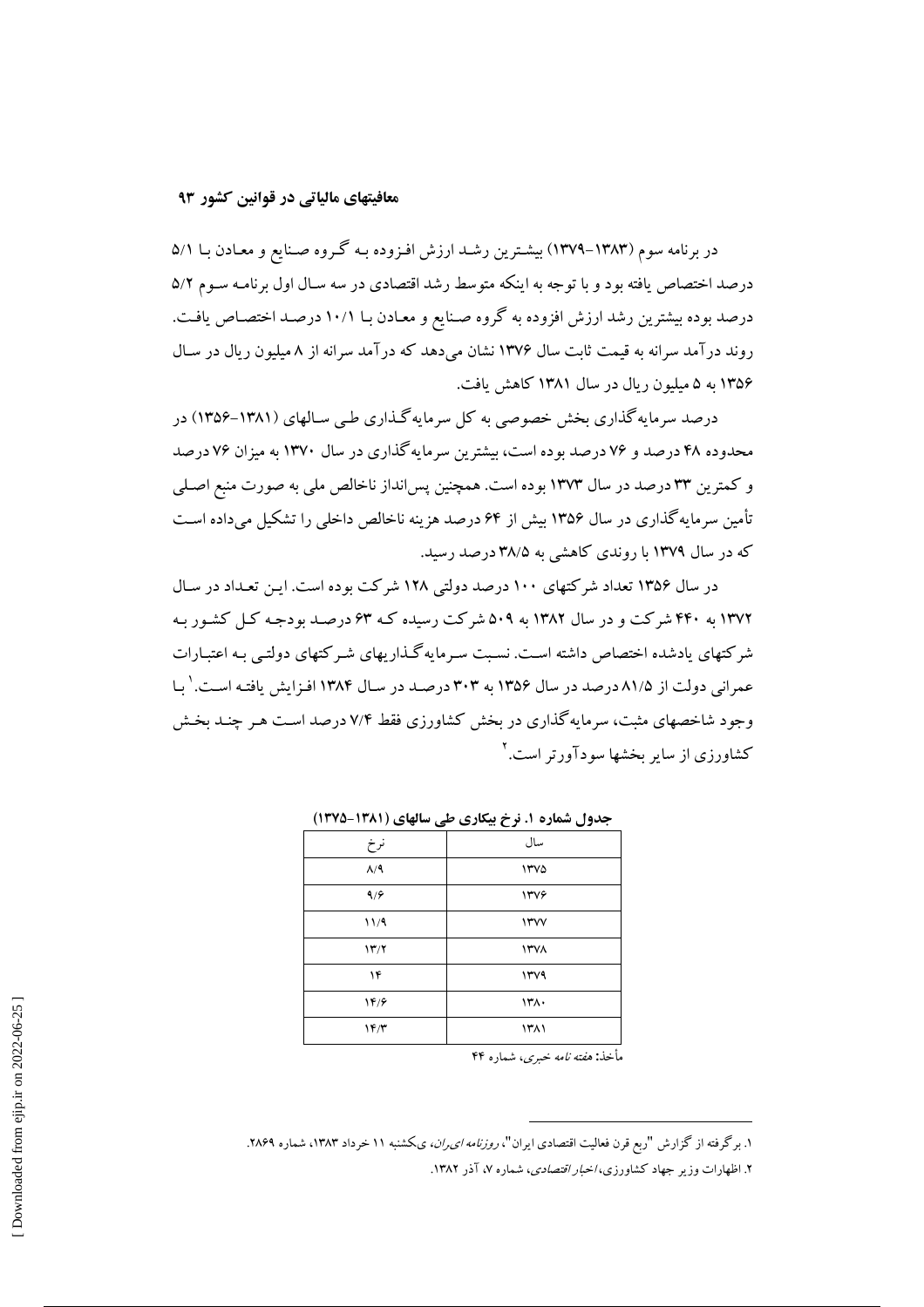در برنامه سوم (۱۳۸۳-۱۳۷۹) بیشترین رشد ارزش افزوده بـه گـروه صـنایع و معـادن بـا ۵/۱ درصد اختصاص یافته بود و با توجه به اینکه متوسط رشد اقتصادی در سه سـال اول برنامـه سـوم ۵/۲ درصد بوده بیشترین رشد ارزش افزوده به گروه صـنایع و معـادن بـا ۱۰/۱ درصـد اختصـاص یافـت. روند درآمد سرانه به قیمت ثابت سال ۱۳۷۶ نشان می‌دهد که درآمد سرانه از ۸ میلیون ریال در سـال ۱۳۵۶ به ۵ میلیون ریال در سال ۱۳۸۱ کاهش یافت.

درصد سرمایه‌گذاری بخش خصوصی به کل سرمایه‌گـذاری طـی سـالهای (۱۳۸۱-۱۳۵۶) در محدوده ۴۸ درصد و ۷۶ درصد بوده است، بیشترین سرمایه‌گذاری در سال ۱۳۷۰ به میزان ۷۶ درصد و کمترین ۳۳ درصد در سال ۱۳۷۳ بوده است. همچنین پس‌انداز ناخالص ملی به صورت منبع اصـلی تأمین سرمایه‌گذاری در سال ۱۳۵۶ بیش از ۶۴ درصد هزینه ناخالص داخلی را تشکیل می‌داده اسـت که در سال ۱۳۷۹ با روندی کاهشی به ۳۸/۵ درصد رسید.

در سال ۱۳۵۶ تعداد شرکتهای ۱۰۰ درصد دولتی ۱۲۸ شرکت بوده است. ایـن تعـداد در سـال ۱۳۷۲ به ۴۴۰ شرکت و در سال ۱۳۸۲ به ۵۰۹ شرکت رسیده کـه ۶۳ درصـد بودجـه کـل کشـور بـه شرکتهای یادشده اختصاص داشته اسـت. نسـبت سـرمایه‌گـذاریهای شـرکتهای دولتـی بـه اعتبـارات عمرانی دولت از ۸۱/۵ درصد در سال ۱۳۵۶ به ۳۰۳ درصـد در سـال ۱۳۸۴ افـزایش یافتـه اسـت.[1] بـا وجود شاخصهای مثبت، سرمایه‌گذاری در بخش کشاورزی فقط ۷/۴ درصد اسـت هـر چنـد بخـش کشاورزی از سایر بخشها سودآورتر است.[2]

**جدول شماره ۱. نرخ بیکاری طی سالهای (۱۳۸۱-۱۳۷۵)**

| سال | نرخ |
|---|---|
| ۱۳۷۵ | ۸/۹ |
| ۱۳۷۶ | ۹/۶ |
| ۱۳۷۷ | ۱۱/۹ |
| ۱۳۷۸ | ۱۳/۲ |
| ۱۳۷۹ | ۱۴ |
| ۱۳۸۰ | ۱۴/۶ |
| ۱۳۸۱ | ۱۴/۳ |

مأخذ: *هفته نامه خبری*، شماره ۴۴

---

۱. برگرفته از گزارش "ربع قرن فعالیت اقتصادی ایران"، *روزنامه ایران*، یکشنبه ۱۱ خرداد ۱۳۸۳، شماره ۲۸۶۹.

۲. اظهارات وزیر جهاد کشاورزی، *اخبار اقتصادی*، شماره ۷، آذر ۱۳۸۲.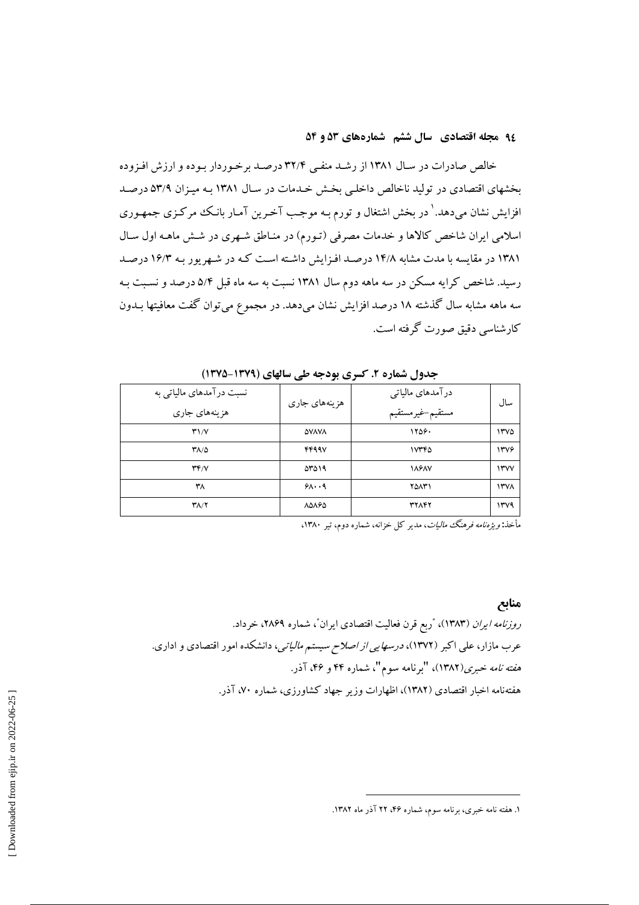خالص صادرات در سال ۱۳۸۱ از رشد منفی ۳۲/۴ درصد برخوردار بوده و ارزش افزوده بخشهای اقتصادی در تولید ناخالص داخلی بخش خدمات در سال ۱۳۸۱ به میزان ۵۳/۹ درصد افزایش نشان می‌دهد.[1] در بخش اشتغال و تورم به موجب آخرین آمار بانک مرکزی جمهوری اسلامی ایران شاخص کالاها و خدمات مصرفی (تورم) در مناطق شهری در شش ماهه اول سال ۱۳۸۱ در مقایسه با مدت مشابه ۱۴/۸ درصد افزایش داشته است که در شهریور به ۱۶/۳ درصد رسید. شاخص کرایه مسکن در سه ماهه دوم سال ۱۳۸۱ نسبت به سه ماه قبل ۵/۴ درصد و نسبت به سه ماهه مشابه سال گذشته ۱۸ درصد افزایش نشان می‌دهد. در مجموع می‌توان گفت معافیتها بدون کارشناسی دقیق صورت گرفته است.

**جدول شماره ۲. کسری بودجه طی سالهای (۱۳۷۹-۱۳۷۵)**

| سال | درآمدهای مالیاتی مستقیم-غیرمستقیم | هزینه‌های جاری | نسبت درآمدهای مالیاتی به هزینه‌های جاری |
|---|---|---|---|
| ۱۳۷۵ | ۱۲۵۶۰ | ۵۷۸۷۸ | ۳۱/۷ |
| ۱۳۷۶ | ۱۷۳۴۵ | ۴۴۹۹۷ | ۳۸/۵ |
| ۱۳۷۷ | ۱۸۶۸۷ | ۵۳۵۱۹ | ۳۴/۷ |
| ۱۳۷۸ | ۲۵۸۳۱ | ۶۸۰۰۹ | ۳۸ |
| ۱۳۷۹ | ۳۲۸۴۲ | ۸۵۸۶۵ | ۳۸/۲ |

مأخذ: *ویژه‌نامه فرهنگ مالیات*، مدیر کل خزانه، شماره دوم، تیر ۱۳۸۰،

## منابع

*روزنامه ایران* (۱۳۸۳)، "ربع قرن فعالیت اقتصادی ایران"، شماره ۲۸۶۹، خرداد.

عرب مازار، علی اکبر (۱۳۷۲)، *درسهایی از اصلاح سیستم مالیاتی*، دانشکده امور اقتصادی و اداری.

*هفته نامه خبری*(۱۳۸۲)، "برنامه سوم"، شماره ۴۴ و ۴۶، آذر.

هفته‌نامه اخبار اقتصادی (۱۳۸۲)، اظهارات وزیر جهاد کشاورزی، شماره ۷۰، آذر.

---

۱. هفته نامه خبری، برنامه سوم، شماره ۴۶، ۲۲ آذر ماه ۱۳۸۲.